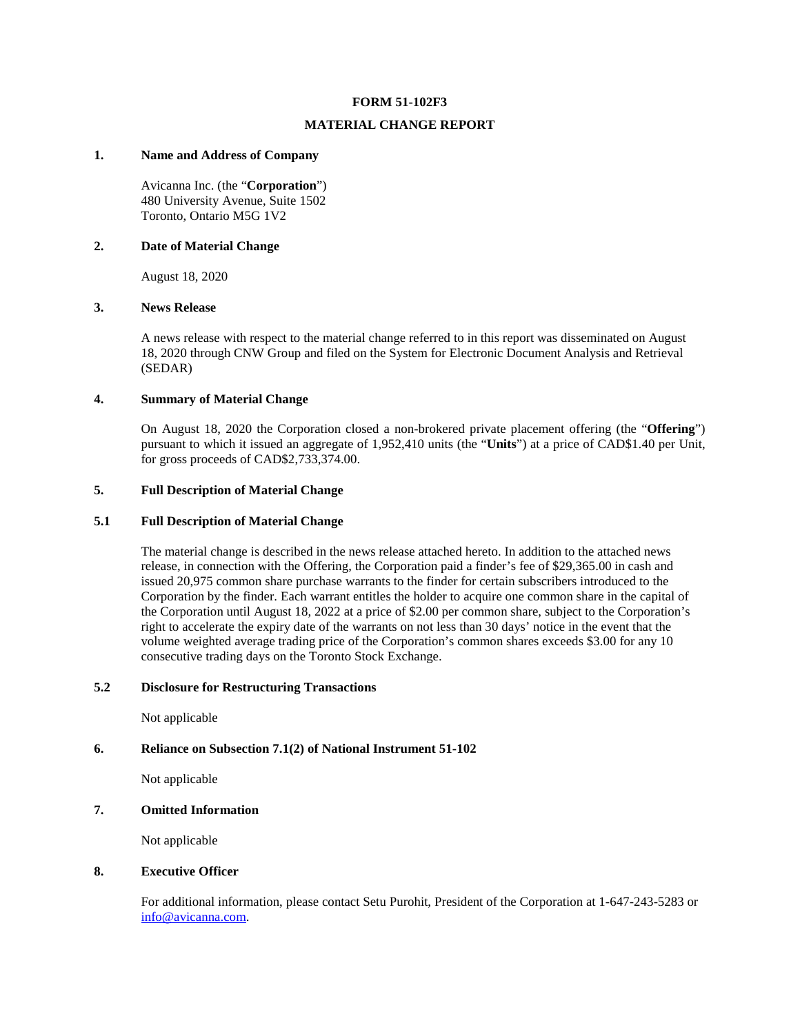# FORM 51-102F3

# MATERIAL CHANGE REPORT

## 1. Name and Address of Company

Avicanna Inc. (the "**Corporation**")
480 University Avenue, Suite 1502
Toronto, Ontario M5G 1V2

## 2. Date of Material Change

August 18, 2020

## 3. News Release

A news release with respect to the material change referred to in this report was disseminated on August 18, 2020 through CNW Group and filed on the System for Electronic Document Analysis and Retrieval (SEDAR)

## 4. Summary of Material Change

On August 18, 2020 the Corporation closed a non-brokered private placement offering (the "**Offering**") pursuant to which it issued an aggregate of 1,952,410 units (the "**Units**") at a price of CAD$1.40 per Unit, for gross proceeds of CAD$2,733,374.00.

## 5. Full Description of Material Change

### 5.1 Full Description of Material Change

The material change is described in the news release attached hereto. In addition to the attached news release, in connection with the Offering, the Corporation paid a finder's fee of $29,365.00 in cash and issued 20,975 common share purchase warrants to the finder for certain subscribers introduced to the Corporation by the finder. Each warrant entitles the holder to acquire one common share in the capital of the Corporation until August 18, 2022 at a price of $2.00 per common share, subject to the Corporation's right to accelerate the expiry date of the warrants on not less than 30 days' notice in the event that the volume weighted average trading price of the Corporation's common shares exceeds $3.00 for any 10 consecutive trading days on the Toronto Stock Exchange.

### 5.2 Disclosure for Restructuring Transactions

Not applicable

## 6. Reliance on Subsection 7.1(2) of National Instrument 51-102

Not applicable

## 7. Omitted Information

Not applicable

## 8. Executive Officer

For additional information, please contact Setu Purohit, President of the Corporation at 1-647-243-5283 or info@avicanna.com.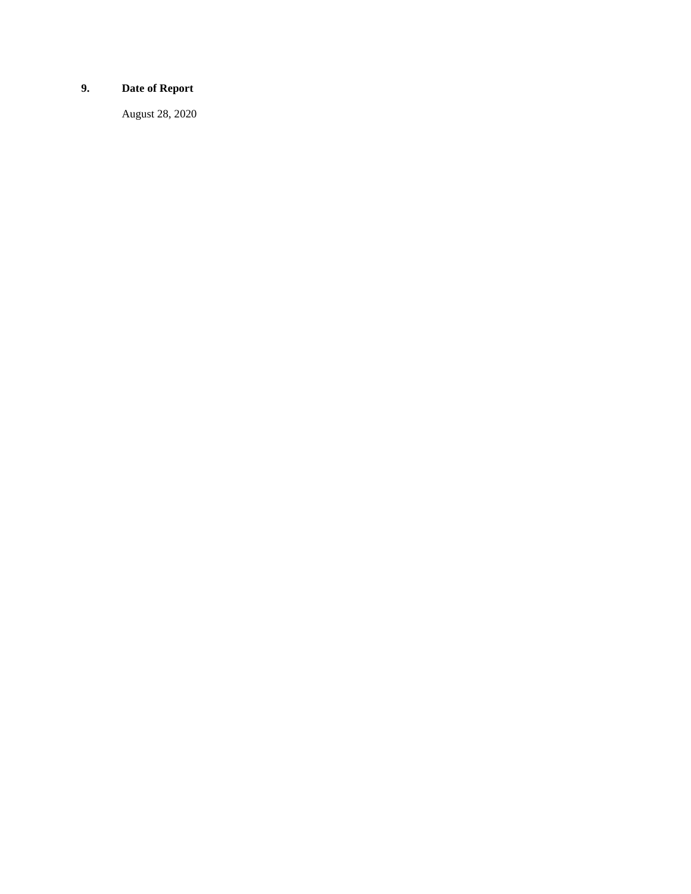**9. Date of Report**

August 28, 2020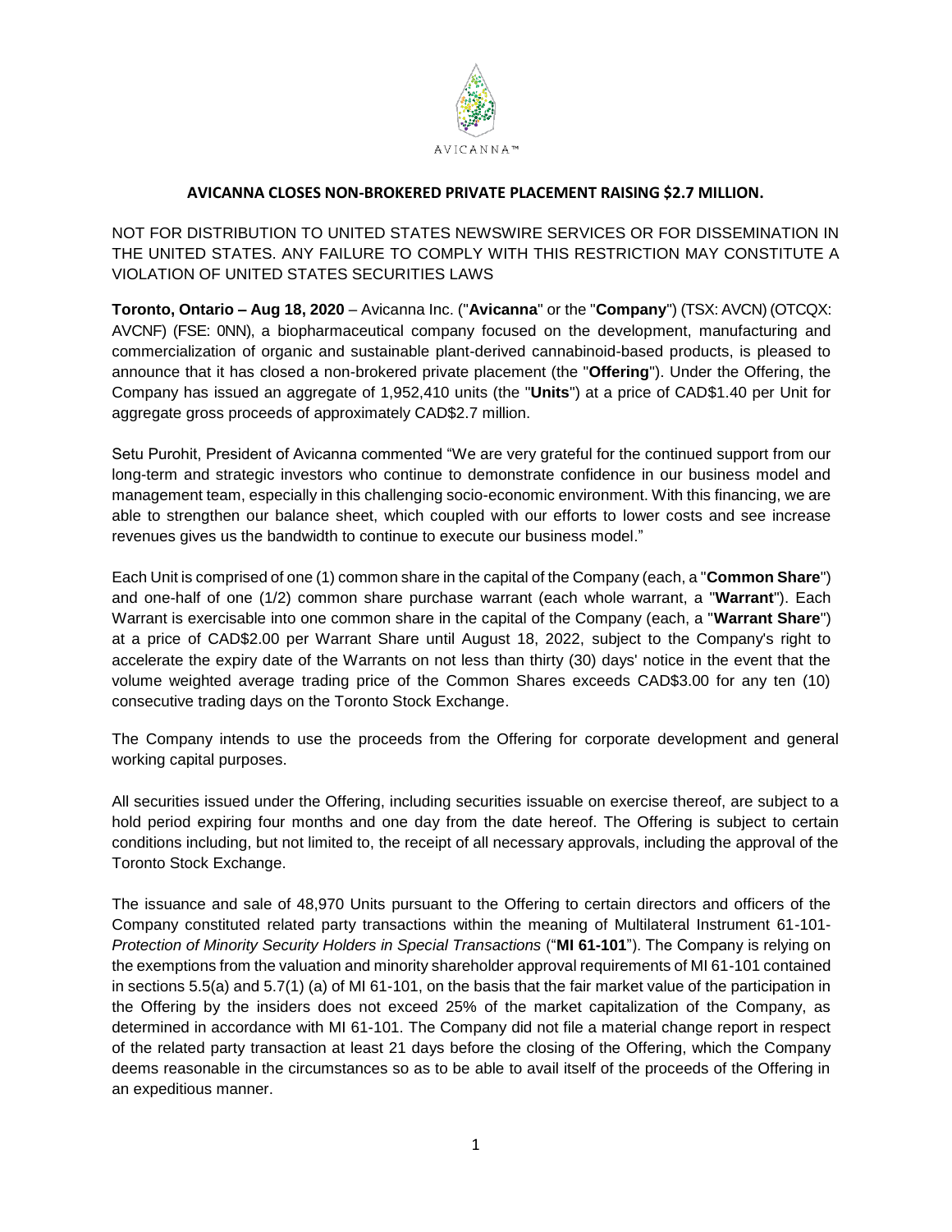# AVICANNA CLOSES NON-BROKERED PRIVATE PLACEMENT RAISING $2.7 MILLION.

NOT FOR DISTRIBUTION TO UNITED STATES NEWSWIRE SERVICES OR FOR DISSEMINATION IN THE UNITED STATES. ANY FAILURE TO COMPLY WITH THIS RESTRICTION MAY CONSTITUTE A VIOLATION OF UNITED STATES SECURITIES LAWS

**Toronto, Ontario – Aug 18, 2020** – Avicanna Inc. ("**Avicanna**" or the "**Company**") (TSX: AVCN) (OTCQX: AVCNF) (FSE: 0NN), a biopharmaceutical company focused on the development, manufacturing and commercialization of organic and sustainable plant-derived cannabinoid-based products, is pleased to announce that it has closed a non-brokered private placement (the "**Offering**"). Under the Offering, the Company has issued an aggregate of 1,952,410 units (the "**Units**") at a price of CAD$1.40 per Unit for aggregate gross proceeds of approximately CAD$2.7 million.

Setu Purohit, President of Avicanna commented "We are very grateful for the continued support from our long-term and strategic investors who continue to demonstrate confidence in our business model and management team, especially in this challenging socio-economic environment. With this financing, we are able to strengthen our balance sheet, which coupled with our efforts to lower costs and see increase revenues gives us the bandwidth to continue to execute our business model."

Each Unit is comprised of one (1) common share in the capital of the Company (each, a "**Common Share**") and one-half of one (1/2) common share purchase warrant (each whole warrant, a "**Warrant**"). Each Warrant is exercisable into one common share in the capital of the Company (each, a "**Warrant Share**") at a price of CAD$2.00 per Warrant Share until August 18, 2022, subject to the Company's right to accelerate the expiry date of the Warrants on not less than thirty (30) days' notice in the event that the volume weighted average trading price of the Common Shares exceeds CAD$3.00 for any ten (10) consecutive trading days on the Toronto Stock Exchange.

The Company intends to use the proceeds from the Offering for corporate development and general working capital purposes.

All securities issued under the Offering, including securities issuable on exercise thereof, are subject to a hold period expiring four months and one day from the date hereof. The Offering is subject to certain conditions including, but not limited to, the receipt of all necessary approvals, including the approval of the Toronto Stock Exchange.

The issuance and sale of 48,970 Units pursuant to the Offering to certain directors and officers of the Company constituted related party transactions within the meaning of Multilateral Instrument 61-101- *Protection of Minority Security Holders in Special Transactions* ("**MI 61-101**"). The Company is relying on the exemptions from the valuation and minority shareholder approval requirements of MI 61-101 contained in sections 5.5(a) and 5.7(1) (a) of MI 61-101, on the basis that the fair market value of the participation in the Offering by the insiders does not exceed 25% of the market capitalization of the Company, as determined in accordance with MI 61-101. The Company did not file a material change report in respect of the related party transaction at least 21 days before the closing of the Offering, which the Company deems reasonable in the circumstances so as to be able to avail itself of the proceeds of the Offering in an expeditious manner.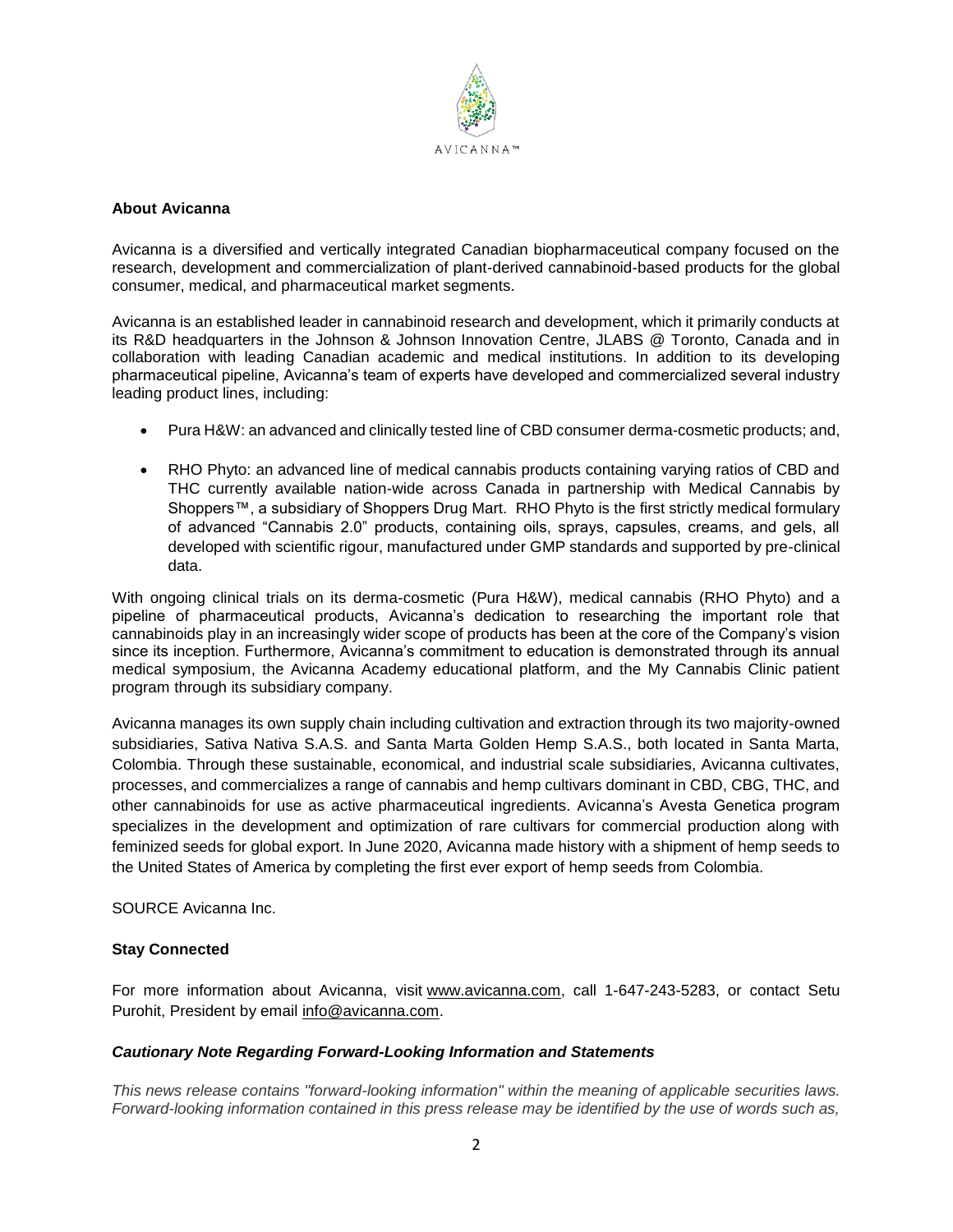AVICANNA™

**About Avicanna**

Avicanna is a diversified and vertically integrated Canadian biopharmaceutical company focused on the research, development and commercialization of plant-derived cannabinoid-based products for the global consumer, medical, and pharmaceutical market segments.

Avicanna is an established leader in cannabinoid research and development, which it primarily conducts at its R&D headquarters in the Johnson & Johnson Innovation Centre, JLABS @ Toronto, Canada and in collaboration with leading Canadian academic and medical institutions. In addition to its developing pharmaceutical pipeline, Avicanna's team of experts have developed and commercialized several industry leading product lines, including:

- Pura H&W: an advanced and clinically tested line of CBD consumer derma-cosmetic products; and,
- RHO Phyto: an advanced line of medical cannabis products containing varying ratios of CBD and THC currently available nation-wide across Canada in partnership with Medical Cannabis by Shoppers™, a subsidiary of Shoppers Drug Mart. RHO Phyto is the first strictly medical formulary of advanced "Cannabis 2.0" products, containing oils, sprays, capsules, creams, and gels, all developed with scientific rigour, manufactured under GMP standards and supported by pre-clinical data.

With ongoing clinical trials on its derma-cosmetic (Pura H&W), medical cannabis (RHO Phyto) and a pipeline of pharmaceutical products, Avicanna's dedication to researching the important role that cannabinoids play in an increasingly wider scope of products has been at the core of the Company's vision since its inception. Furthermore, Avicanna's commitment to education is demonstrated through its annual medical symposium, the Avicanna Academy educational platform, and the My Cannabis Clinic patient program through its subsidiary company.

Avicanna manages its own supply chain including cultivation and extraction through its two majority-owned subsidiaries, Sativa Nativa S.A.S. and Santa Marta Golden Hemp S.A.S., both located in Santa Marta, Colombia. Through these sustainable, economical, and industrial scale subsidiaries, Avicanna cultivates, processes, and commercializes a range of cannabis and hemp cultivars dominant in CBD, CBG, THC, and other cannabinoids for use as active pharmaceutical ingredients. Avicanna's Avesta Genetica program specializes in the development and optimization of rare cultivars for commercial production along with feminized seeds for global export. In June 2020, Avicanna made history with a shipment of hemp seeds to the United States of America by completing the first ever export of hemp seeds from Colombia.

SOURCE Avicanna Inc.

**Stay Connected**

For more information about Avicanna, visit www.avicanna.com, call 1-647-243-5283, or contact Setu Purohit, President by email info@avicanna.com.

***Cautionary Note Regarding Forward-Looking Information and Statements***

*This news release contains "forward-looking information" within the meaning of applicable securities laws. Forward-looking information contained in this press release may be identified by the use of words such as,*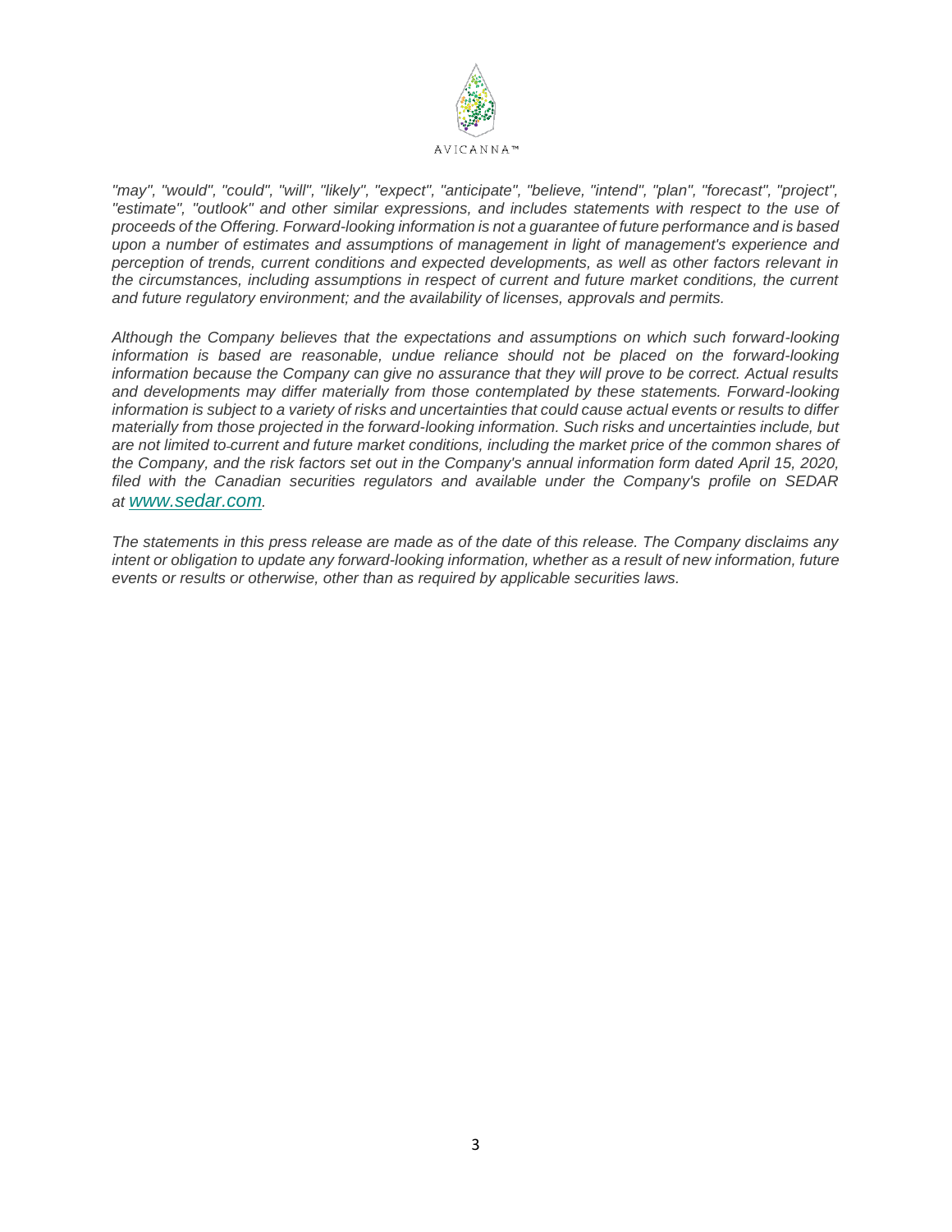*"may", "would", "could", "will", "likely", "expect", "anticipate", "believe, "intend", "plan", "forecast", "project", "estimate", "outlook" and other similar expressions, and includes statements with respect to the use of proceeds of the Offering. Forward-looking information is not a guarantee of future performance and is based upon a number of estimates and assumptions of management in light of management's experience and perception of trends, current conditions and expected developments, as well as other factors relevant in the circumstances, including assumptions in respect of current and future market conditions, the current and future regulatory environment; and the availability of licenses, approvals and permits.*

*Although the Company believes that the expectations and assumptions on which such forward-looking information is based are reasonable, undue reliance should not be placed on the forward-looking information because the Company can give no assurance that they will prove to be correct. Actual results and developments may differ materially from those contemplated by these statements. Forward-looking information is subject to a variety of risks and uncertainties that could cause actual events or results to differ materially from those projected in the forward-looking information. Such risks and uncertainties include, but are not limited to current and future market conditions, including the market price of the common shares of the Company, and the risk factors set out in the Company's annual information form dated April 15, 2020, filed with the Canadian securities regulators and available under the Company's profile on SEDAR at www.sedar.com.*

*The statements in this press release are made as of the date of this release. The Company disclaims any intent or obligation to update any forward-looking information, whether as a result of new information, future events or results or otherwise, other than as required by applicable securities laws.*